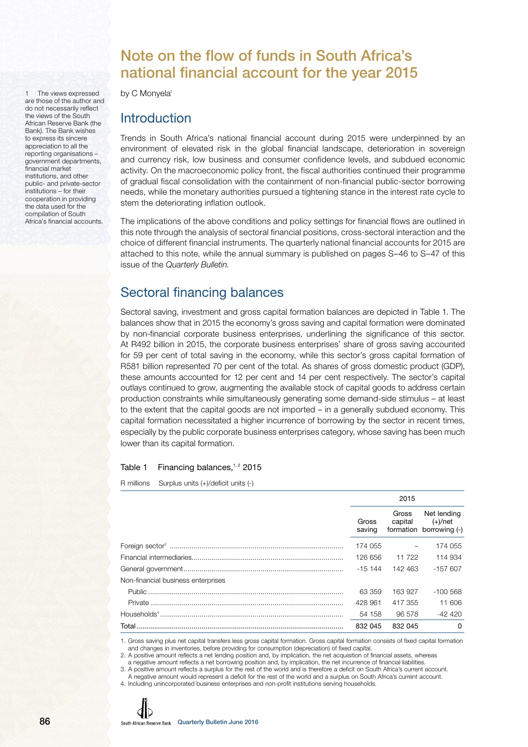# Note on the flow of funds in South Africa's national financial account for the year 2015

by C Monyela[1]

[1] The views expressed are those of the author and do not necessarily reflect the views of the South African Reserve Bank (the Bank). The Bank wishes to express its sincere appreciation to all the reporting organisations – government departments, financial market institutions, and other public- and private-sector institutions – for their cooperation in providing the data used for the compilation of South Africa's financial accounts.

## Introduction

Trends in South Africa's national financial account during 2015 were underpinned by an environment of elevated risk in the global financial landscape, deterioration in sovereign and currency risk, low business and consumer confidence levels, and subdued economic activity. On the macroeconomic policy front, the fiscal authorities continued their programme of gradual fiscal consolidation with the containment of non-financial public-sector borrowing needs, while the monetary authorities pursued a tightening stance in the interest rate cycle to stem the deteriorating inflation outlook.

The implications of the above conditions and policy settings for financial flows are outlined in this note through the analysis of sectoral financial positions, cross-sectoral interaction and the choice of different financial instruments. The quarterly national financial accounts for 2015 are attached to this note, while the annual summary is published on pages S–46 to S–47 of this issue of the *Quarterly Bulletin*.

## Sectoral financing balances

Sectoral saving, investment and gross capital formation balances are depicted in Table 1. The balances show that in 2015 the economy's gross saving and capital formation were dominated by non-financial corporate business enterprises, underlining the significance of this sector. At R492 billion in 2015, the corporate business enterprises' share of gross saving accounted for 59 per cent of total saving in the economy, while this sector's gross capital formation of R581 billion represented 70 per cent of the total. As shares of gross domestic product (GDP), these amounts accounted for 12 per cent and 14 per cent respectively. The sector's capital outlays continued to grow, augmenting the available stock of capital goods to address certain production constraints while simultaneously generating some demand-side stimulus – at least to the extent that the capital goods are not imported – in a generally subdued economy. This capital formation necessitated a higher incurrence of borrowing by the sector in recent times, especially by the public corporate business enterprises category, whose saving has been much lower than its capital formation.

Table 1 Financing balances,[1,2] 2015

R millions Surplus units (+)/deficit units (-)

| | 2015 | | |
|---|---|---|---|
| | Gross saving | Gross capital formation | Net lending (+)/net borrowing (-) |
| Foreign sector[3] | 174 055 | – | 174 055 |
| Financial intermediaries | 126 656 | 11 722 | 114 934 |
| General government | -15 144 | 142 463 | -157 607 |
| Non-financial business enterprises | | | |
| Public | 63 359 | 163 927 | -100 568 |
| Private | 428 961 | 417 355 | 11 606 |
| Households[4] | 54 158 | 96 578 | -42 420 |
| Total | 832 045 | 832 045 | 0 |

1. Gross saving plus net capital transfers less gross capital formation. Gross capital formation consists of fixed capital formation and changes in inventories, before providing for consumption (depreciation) of fixed capital.
2. A positive amount reflects a net lending position and, by implication, the net acquisition of financial assets, whereas a negative amount reflects a net borrowing position and, by implication, the net incurrence of financial liabilities.
3. A positive amount reflects a surplus for the rest of the world and is therefore a deficit on South Africa's current account. A negative amount would represent a deficit for the rest of the world and a surplus on South Africa's current account.
4. Including unincorporated business enterprises and non-profit institutions serving households.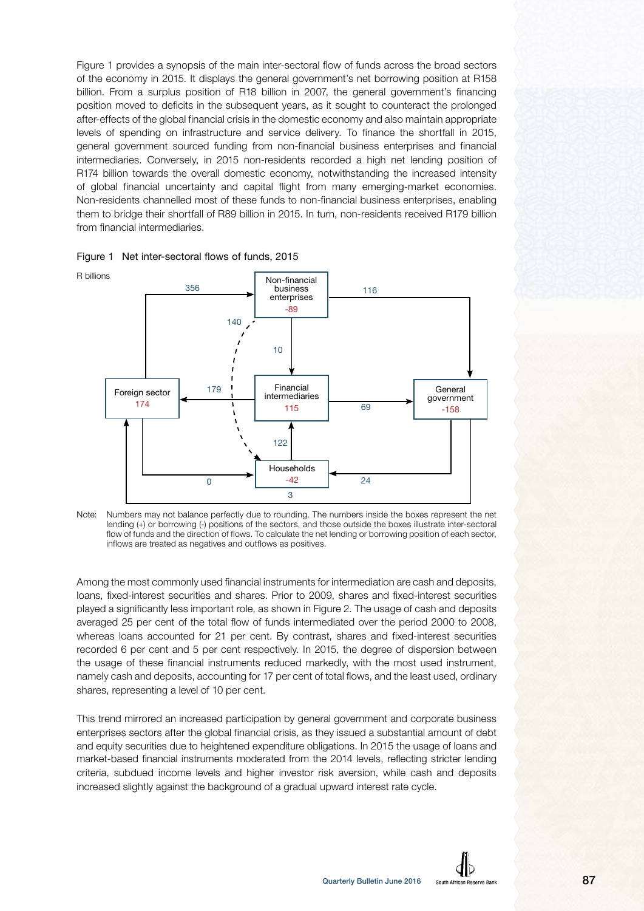Figure 1 provides a synopsis of the main inter-sectoral flow of funds across the broad sectors of the economy in 2015. It displays the general government's net borrowing position at R158 billion. From a surplus position of R18 billion in 2007, the general government's financing position moved to deficits in the subsequent years, as it sought to counteract the prolonged after-effects of the global financial crisis in the domestic economy and also maintain appropriate levels of spending on infrastructure and service delivery. To finance the shortfall in 2015, general government sourced funding from non-financial business enterprises and financial intermediaries. Conversely, in 2015 non-residents recorded a high net lending position of R174 billion towards the overall domestic economy, notwithstanding the increased intensity of global financial uncertainty and capital flight from many emerging-market economies. Non-residents channelled most of these funds to non-financial business enterprises, enabling them to bridge their shortfall of R89 billion in 2015. In turn, non-residents received R179 billion from financial intermediaries.

Figure 1 Net inter-sectoral flows of funds, 2015

R billions

| Sector | Net lending (+) / borrowing (-) |
|---|---|
| Non-financial business enterprises | -89 |
| Financial intermediaries | 115 |
| General government | -158 |
| Foreign sector | 174 |
| Households | -42 |

| From | To | Flow |
|---|---|---|
| Foreign sector | Non-financial business enterprises | 356 |
| Non-financial business enterprises | General government | 116 |
| Non-financial business enterprises | Financial intermediaries | 10 |
| Non-financial business enterprises | Households | 140 |
| Financial intermediaries | Foreign sector | 179 |
| Financial intermediaries | General government | 69 |
| Households | Financial intermediaries | 122 |
| General government | Households | 24 |
| Foreign sector | Households | 0 |
| General government | Foreign sector | 3 |

Note: Numbers may not balance perfectly due to rounding. The numbers inside the boxes represent the net lending (+) or borrowing (-) positions of the sectors, and those outside the boxes illustrate inter-sectoral flow of funds and the direction of flows. To calculate the net lending or borrowing position of each sector, inflows are treated as negatives and outflows as positives.

Among the most commonly used financial instruments for intermediation are cash and deposits, loans, fixed-interest securities and shares. Prior to 2009, shares and fixed-interest securities played a significantly less important role, as shown in Figure 2. The usage of cash and deposits averaged 25 per cent of the total flow of funds intermediated over the period 2000 to 2008, whereas loans accounted for 21 per cent. By contrast, shares and fixed-interest securities recorded 6 per cent and 5 per cent respectively. In 2015, the degree of dispersion between the usage of these financial instruments reduced markedly, with the most used instrument, namely cash and deposits, accounting for 17 per cent of total flows, and the least used, ordinary shares, representing a level of 10 per cent.

This trend mirrored an increased participation by general government and corporate business enterprises sectors after the global financial crisis, as they issued a substantial amount of debt and equity securities due to heightened expenditure obligations. In 2015 the usage of loans and market-based financial instruments moderated from the 2014 levels, reflecting stricter lending criteria, subdued income levels and higher investor risk aversion, while cash and deposits increased slightly against the background of a gradual upward interest rate cycle.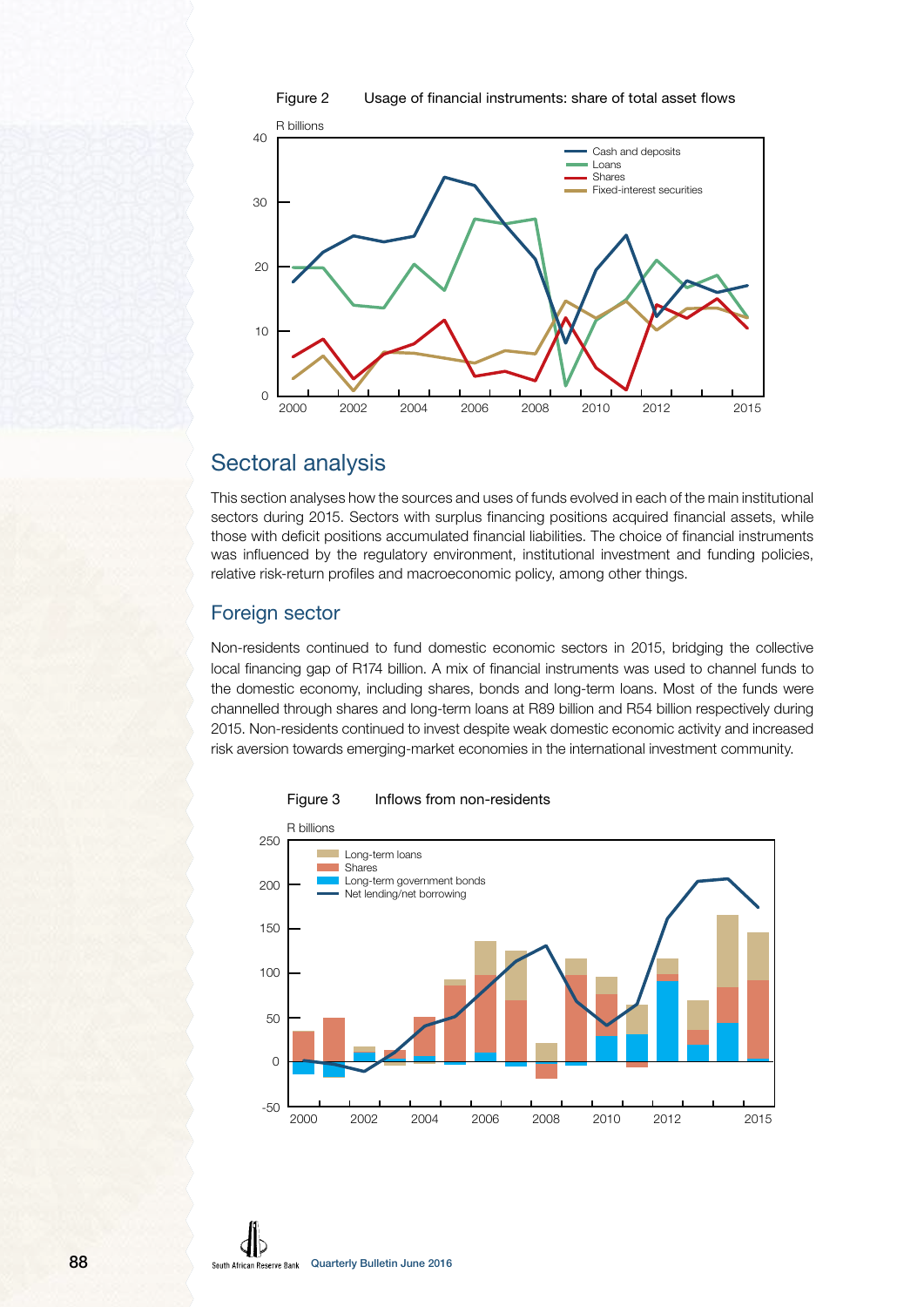Figure 2 Usage of financial instruments: share of total asset flows

## Sectoral analysis

This section analyses how the sources and uses of funds evolved in each of the main institutional sectors during 2015. Sectors with surplus financing positions acquired financial assets, while those with deficit positions accumulated financial liabilities. The choice of financial instruments was influenced by the regulatory environment, institutional investment and funding policies, relative risk-return profiles and macroeconomic policy, among other things.

### Foreign sector

Non-residents continued to fund domestic economic sectors in 2015, bridging the collective local financing gap of R174 billion. A mix of financial instruments was used to channel funds to the domestic economy, including shares, bonds and long-term loans. Most of the funds were channelled through shares and long-term loans at R89 billion and R54 billion respectively during 2015. Non-residents continued to invest despite weak domestic economic activity and increased risk aversion towards emerging-market economies in the international investment community.

Figure 3 Inflows from non-residents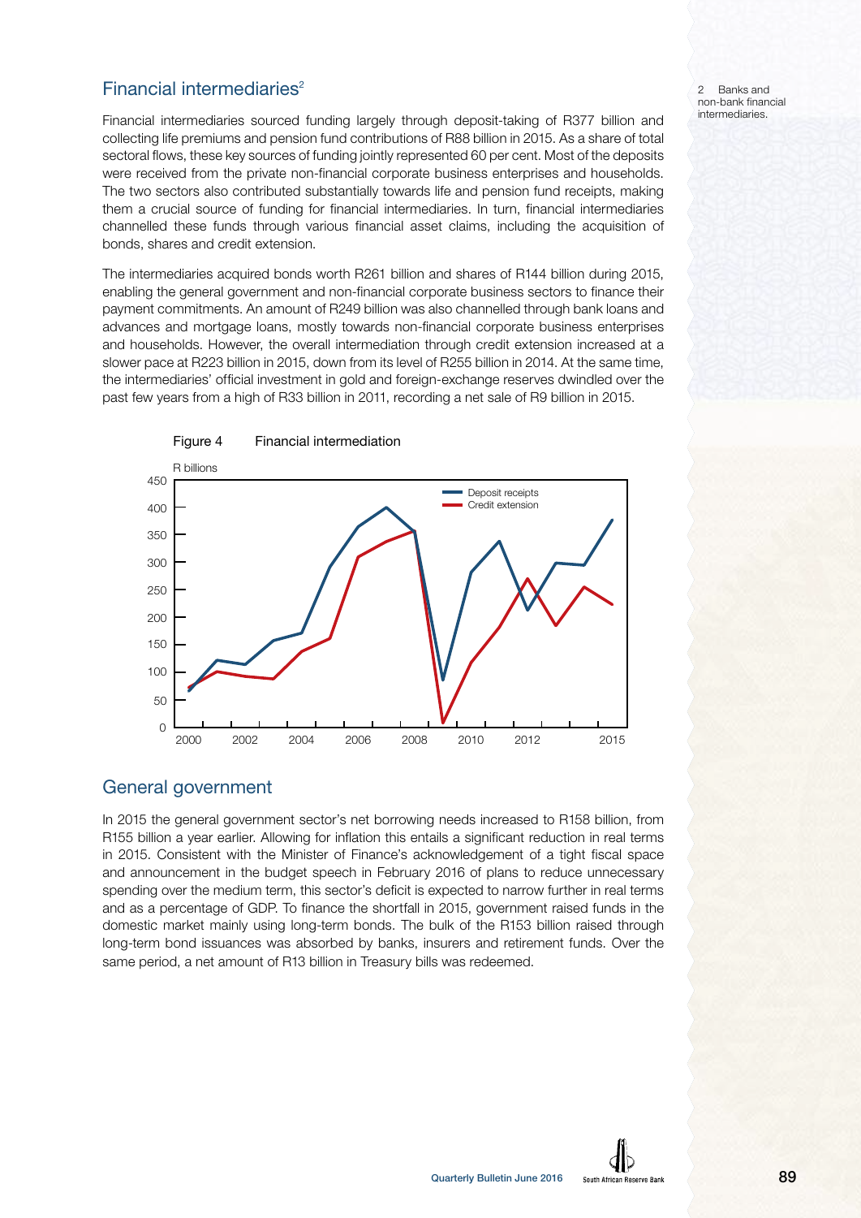## Financial intermediaries[2]

Financial intermediaries sourced funding largely through deposit-taking of R377 billion and collecting life premiums and pension fund contributions of R88 billion in 2015. As a share of total sectoral flows, these key sources of funding jointly represented 60 per cent. Most of the deposits were received from the private non-financial corporate business enterprises and households. The two sectors also contributed substantially towards life and pension fund receipts, making them a crucial source of funding for financial intermediaries. In turn, financial intermediaries channelled these funds through various financial asset claims, including the acquisition of bonds, shares and credit extension.

The intermediaries acquired bonds worth R261 billion and shares of R144 billion during 2015, enabling the general government and non-financial corporate business sectors to finance their payment commitments. An amount of R249 billion was also channelled through bank loans and advances and mortgage loans, mostly towards non-financial corporate business enterprises and households. However, the overall intermediation through credit extension increased at a slower pace at R223 billion in 2015, down from its level of R255 billion in 2014. At the same time, the intermediaries' official investment in gold and foreign-exchange reserves dwindled over the past few years from a high of R33 billion in 2011, recording a net sale of R9 billion in 2015.

2 Banks and non-bank financial intermediaries.

Figure 4 Financial intermediation

## General government

In 2015 the general government sector's net borrowing needs increased to R158 billion, from R155 billion a year earlier. Allowing for inflation this entails a significant reduction in real terms in 2015. Consistent with the Minister of Finance's acknowledgement of a tight fiscal space and announcement in the budget speech in February 2016 of plans to reduce unnecessary spending over the medium term, this sector's deficit is expected to narrow further in real terms and as a percentage of GDP. To finance the shortfall in 2015, government raised funds in the domestic market mainly using long-term bonds. The bulk of the R153 billion raised through long-term bond issuances was absorbed by banks, insurers and retirement funds. Over the same period, a net amount of R13 billion in Treasury bills was redeemed.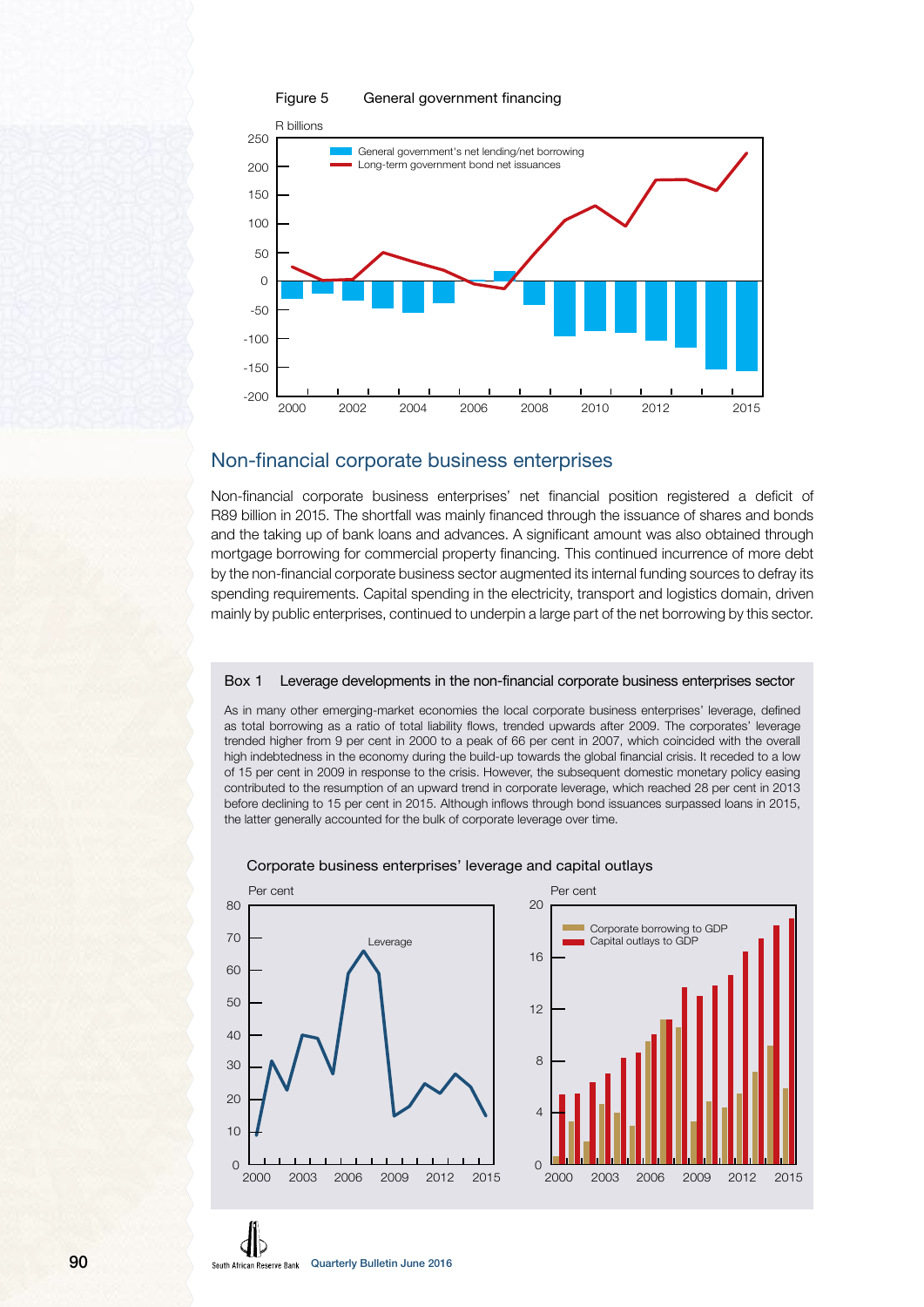Figure 5 General government financing

R billions

General government's net lending/net borrowing
Long-term government bond net issuances

## Non-financial corporate business enterprises

Non-financial corporate business enterprises' net financial position registered a deficit of R89 billion in 2015. The shortfall was mainly financed through the issuance of shares and bonds and the taking up of bank loans and advances. A significant amount was also obtained through mortgage borrowing for commercial property financing. This continued incurrence of more debt by the non-financial corporate business sector augmented its internal funding sources to defray its spending requirements. Capital spending in the electricity, transport and logistics domain, driven mainly by public enterprises, continued to underpin a large part of the net borrowing by this sector.

### Box 1 Leverage developments in the non-financial corporate business enterprises sector

As in many other emerging-market economies the local corporate business enterprises' leverage, defined as total borrowing as a ratio of total liability flows, trended upwards after 2009. The corporates' leverage trended higher from 9 per cent in 2000 to a peak of 66 per cent in 2007, which coincided with the overall high indebtedness in the economy during the build-up towards the global financial crisis. It receded to a low of 15 per cent in 2009 in response to the crisis. However, the subsequent domestic monetary policy easing contributed to the resumption of an upward trend in corporate leverage, which reached 28 per cent in 2013 before declining to 15 per cent in 2015. Although inflows through bond issuances surpassed loans in 2015, the latter generally accounted for the bulk of corporate leverage over time.

Corporate business enterprises' leverage and capital outlays

Per cent

Leverage

Corporate borrowing to GDP
Capital outlays to GDP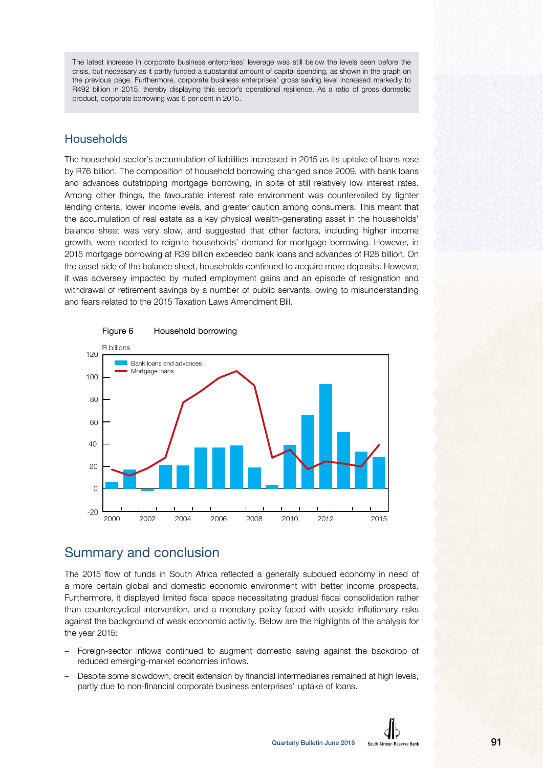The latest increase in corporate business enterprises' leverage was still below the levels seen before the crisis, but necessary as it partly funded a substantial amount of capital spending, as shown in the graph on the previous page. Furthermore, corporate business enterprises' gross saving level increased markedly to R492 billion in 2015, thereby displaying this sector's operational resilience. As a ratio of gross domestic product, corporate borrowing was 6 per cent in 2015.

## Households

The household sector's accumulation of liabilities increased in 2015 as its uptake of loans rose by R76 billion. The composition of household borrowing changed since 2009, with bank loans and advances outstripping mortgage borrowing, in spite of still relatively low interest rates. Among other things, the favourable interest rate environment was countervailed by tighter lending criteria, lower income levels, and greater caution among consumers. This meant that the accumulation of real estate as a key physical wealth-generating asset in the households' balance sheet was very slow, and suggested that other factors, including higher income growth, were needed to reignite households' demand for mortgage borrowing. However, in 2015 mortgage borrowing at R39 billion exceeded bank loans and advances of R28 billion. On the asset side of the balance sheet, households continued to acquire more deposits. However, it was adversely impacted by muted employment gains and an episode of resignation and withdrawal of retirement savings by a number of public servants, owing to misunderstanding and fears related to the 2015 Taxation Laws Amendment Bill.

Figure 6 Household borrowing

## Summary and conclusion

The 2015 flow of funds in South Africa reflected a generally subdued economy in need of a more certain global and domestic economic environment with better income prospects. Furthermore, it displayed limited fiscal space necessitating gradual fiscal consolidation rather than countercyclical intervention, and a monetary policy faced with upside inflationary risks against the background of weak economic activity. Below are the highlights of the analysis for the year 2015:

- Foreign-sector inflows continued to augment domestic saving against the backdrop of reduced emerging-market economies inflows.
- Despite some slowdown, credit extension by financial intermediaries remained at high levels, partly due to non-financial corporate business enterprises' uptake of loans.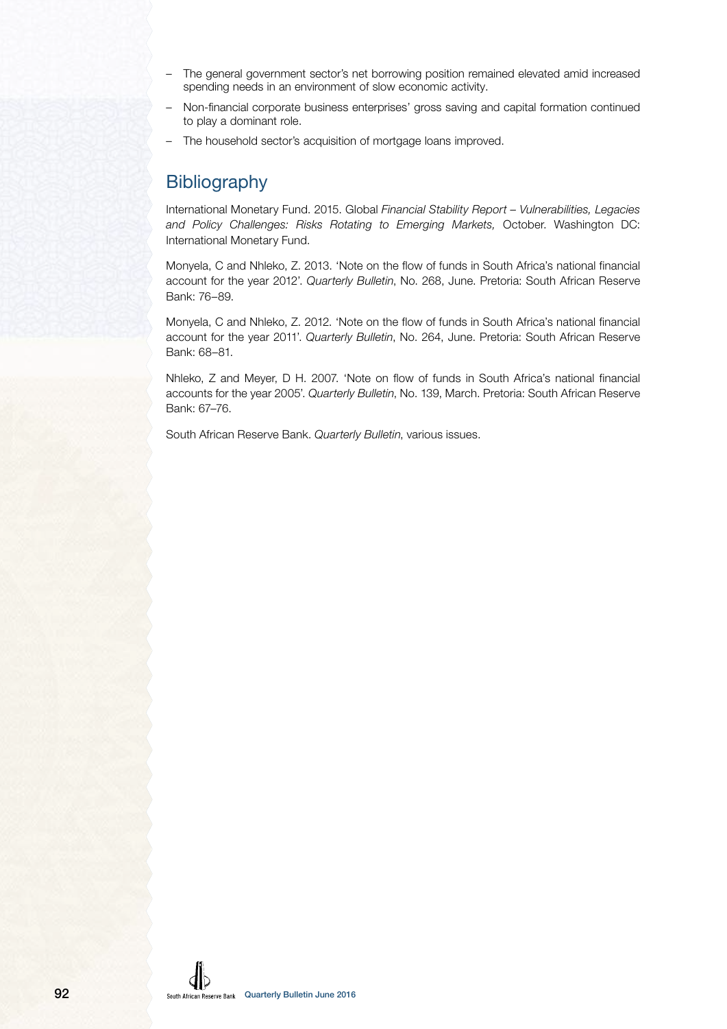- The general government sector's net borrowing position remained elevated amid increased spending needs in an environment of slow economic activity.
- Non-financial corporate business enterprises' gross saving and capital formation continued to play a dominant role.
- The household sector's acquisition of mortgage loans improved.

## Bibliography

International Monetary Fund. 2015. Global *Financial Stability Report – Vulnerabilities, Legacies and Policy Challenges: Risks Rotating to Emerging Markets,* October. Washington DC: International Monetary Fund.

Monyela, C and Nhleko, Z. 2013. 'Note on the flow of funds in South Africa's national financial account for the year 2012'. *Quarterly Bulletin*, No. 268, June. Pretoria: South African Reserve Bank: 76–89.

Monyela, C and Nhleko, Z. 2012. 'Note on the flow of funds in South Africa's national financial account for the year 2011'. *Quarterly Bulletin*, No. 264, June. Pretoria: South African Reserve Bank: 68–81.

Nhleko, Z and Meyer, D H. 2007. 'Note on flow of funds in South Africa's national financial accounts for the year 2005'. *Quarterly Bulletin*, No. 139, March. Pretoria: South African Reserve Bank: 67–76.

South African Reserve Bank. *Quarterly Bulletin*, various issues.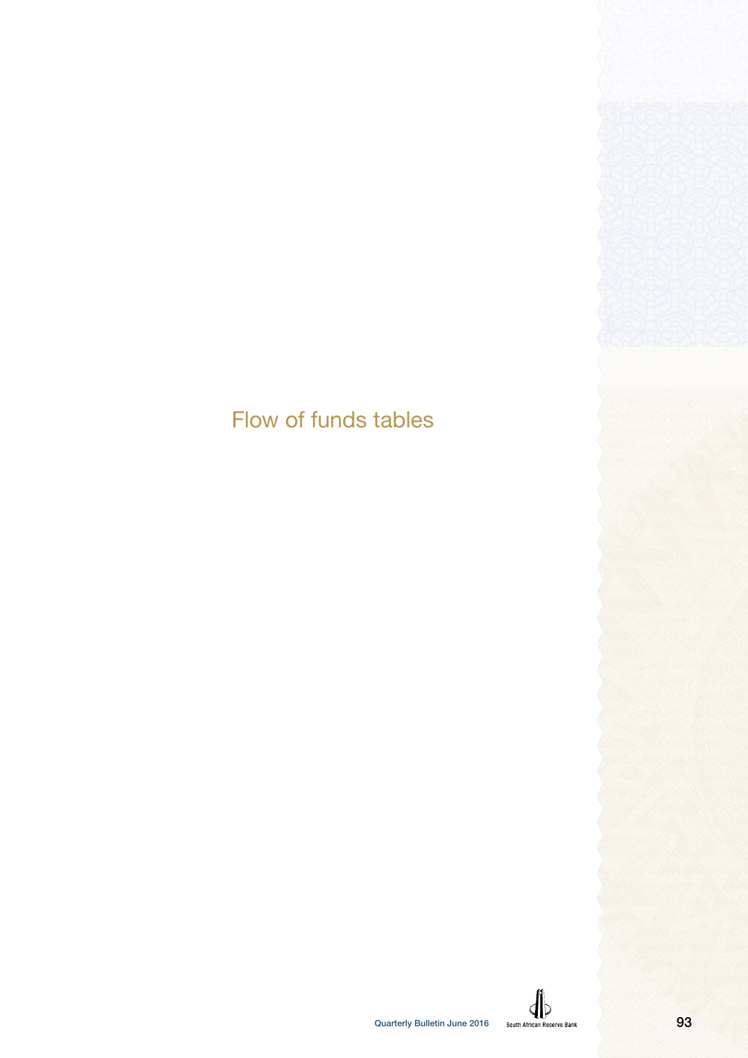# Flow of funds tables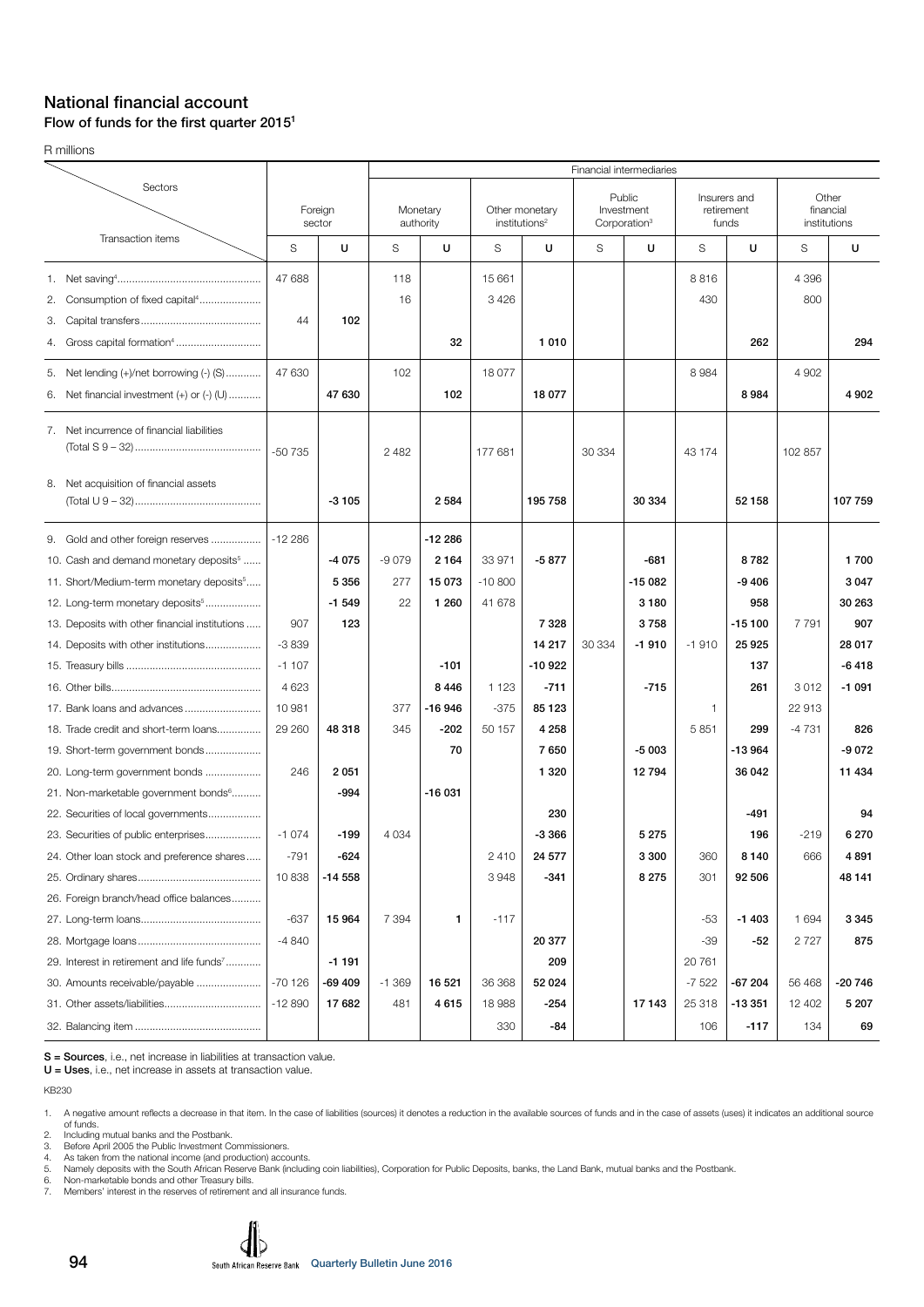# National financial account

## Flow of funds for the first quarter 2015[1]

R millions

| Sectors / Transaction items | Foreign sector | | Financial intermediaries | | | | | | | | | |
|---|---|---|---|---|---|---|---|---|---|---|---|---|
| | | | Monetary authority | | Other monetary institutions[2] | | Public Investment Corporation[3] | | Insurers and retirement funds | | Other financial institutions | |
| | S | U | S | U | S | U | S | U | S | U | S | U |
| 1. Net saving[4] | 47 688 | | 118 | | 15 661 | | | | 8 816 | | 4 396 | |
| 2. Consumption of fixed capital[4] | | | 16 | | 3 426 | | | | 430 | | 800 | |
| 3. Capital transfers | 44 | 102 | | | | | | | | | | |
| 4. Gross capital formation[4] | | | | 32 | | 1 010 | | | | 262 | | 294 |
| 5. Net lending (+)/net borrowing (-) (S) | 47 630 | | 102 | | 18 077 | | | | 8 984 | | 4 902 | |
| 6. Net financial investment (+) or (-) (U) | | 47 630 | | 102 | | 18 077 | | | | 8 984 | | 4 902 |
| 7. Net incurrence of financial liabilities (Total S 9 – 32) | -50 735 | | 2 482 | | 177 681 | | 30 334 | | 43 174 | | 102 857 | |
| 8. Net acquisition of financial assets (Total U 9 – 32) | | -3 105 | | 2 584 | | 195 758 | | 30 334 | | 52 158 | | 107 759 |
| 9. Gold and other foreign reserves | -12 286 | | | -12 286 | | | | | | | | |
| 10. Cash and demand monetary deposits[5] | | -4 075 | -9 079 | 2 164 | 33 971 | -5 877 | | -681 | | 8 782 | | 1 700 |
| 11. Short/Medium-term monetary deposits[5] | | 5 356 | 277 | 15 073 | -10 800 | | | -15 082 | | -9 406 | | 3 047 |
| 12. Long-term monetary deposits[5] | | -1 549 | 22 | 1 260 | 41 678 | | | 3 180 | | 958 | | 30 263 |
| 13. Deposits with other financial institutions | 907 | 123 | | | | 7 328 | | 3 758 | | -15 100 | 7 791 | 907 |
| 14. Deposits with other institutions | -3 839 | | | | | 14 217 | 30 334 | -1 910 | -1 910 | 25 925 | | 28 017 |
| 15. Treasury bills | -1 107 | | | -101 | | -10 922 | | | | 137 | | -6 418 |
| 16. Other bills | 4 623 | | | 8 446 | 1 123 | -711 | | -715 | | 261 | 3 012 | -1 091 |
| 17. Bank loans and advances | 10 981 | | 377 | -16 946 | -375 | 85 123 | | | 1 | | 22 913 | |
| 18. Trade credit and short-term loans | 29 260 | 48 318 | 345 | -202 | 50 157 | 4 258 | | | 5 851 | 299 | -4 731 | 826 |
| 19. Short-term government bonds | | | | 70 | | 7 650 | | -5 003 | | -13 964 | | -9 072 |
| 20. Long-term government bonds | 246 | 2 051 | | | | 1 320 | | 12 794 | | 36 042 | | 11 434 |
| 21. Non-marketable government bonds[6] | | -994 | | -16 031 | | | | | | | | |
| 22. Securities of local governments | | | | | | 230 | | | | -491 | | 94 |
| 23. Securities of public enterprises | -1 074 | -199 | 4 034 | | | -3 366 | | 5 275 | | 196 | -219 | 6 270 |
| 24. Other loan stock and preference shares | -791 | -624 | | | 2 410 | 24 577 | | 3 300 | 360 | 8 140 | 666 | 4 891 |
| 25. Ordinary shares | 10 838 | -14 558 | | | 3 948 | -341 | | 8 275 | 301 | 92 506 | | 48 141 |
| 26. Foreign branch/head office balances | | | | | | | | | | | | |
| 27. Long-term loans | -637 | 15 964 | 7 394 | 1 | -117 | | | | -53 | -1 403 | 1 694 | 3 345 |
| 28. Mortgage loans | -4 840 | | | | | 20 377 | | | -39 | -52 | 2 727 | 875 |
| 29. Interest in retirement and life funds[7] | | -1 191 | | | | 209 | | | 20 761 | | | |
| 30. Amounts receivable/payable | -70 126 | -69 409 | -1 369 | 16 521 | 36 368 | 52 024 | | | -7 522 | -67 204 | 56 468 | -20 746 |
| 31. Other assets/liabilities | -12 890 | 17 682 | 481 | 4 615 | 18 988 | -254 | | 17 143 | 25 318 | -13 351 | 12 402 | 5 207 |
| 32. Balancing item | | | | | 330 | -84 | | | 106 | -117 | 134 | 69 |

**S = Sources**, i.e., net increase in liabilities at transaction value.
**U = Uses**, i.e., net increase in assets at transaction value.

KB230

1. A negative amount reflects a decrease in that item. In the case of liabilities (sources) it denotes a reduction in the available sources of funds and in the case of assets (uses) it indicates an additional source of funds.
2. Including mutual banks and the Postbank.
3. Before April 2005 the Public Investment Commissioners.
4. As taken from the national income (and production) accounts.
5. Namely deposits with the South African Reserve Bank (including coin liabilities), Corporation for Public Deposits, banks, the Land Bank, mutual banks and the Postbank.
6. Non-marketable bonds and other Treasury bills.
7. Members' interest in the reserves of retirement and all insurance funds.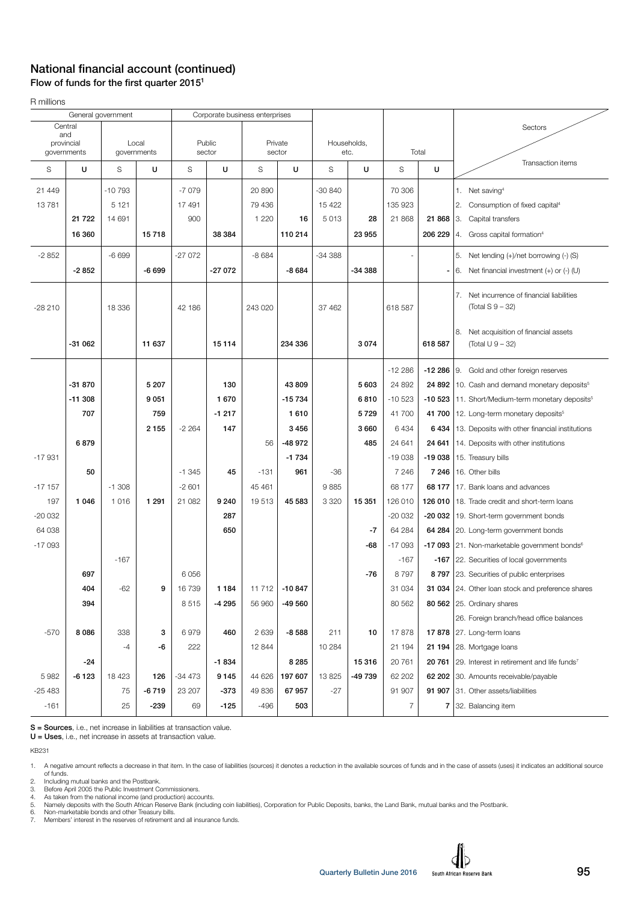# National financial account (continued)

## Flow of funds for the first quarter 2015[1]

R millions

| General government | | | | Corporate business enterprises | | | | | | | | Sectors / Transaction items |
|---|---|---|---|---|---|---|---|---|---|---|---|---|
| Central and provincial governments | | Local governments | | Public sector | | Private sector | | Households, etc. | | Total | | |
| S | U | S | U | S | U | S | U | S | U | S | U | |
| 21 449 | | -10 793 | | -7 079 | | 20 890 | | -30 840 | | 70 306 | | 1. Net saving[4] |
| 13 781 | | 5 121 | | 17 491 | | 79 436 | | 15 422 | | 135 923 | | 2. Consumption of fixed capital[4] |
| | **21 722** | 14 691 | | 900 | | 1 220 | **16** | 5 013 | **28** | 21 868 | **21 868** | 3. Capital transfers |
| | **16 360** | | **15 718** | | **38 384** | | **110 214** | | **23 955** | | **206 229** | 4. Gross capital formation[4] |
| -2 852 | | -6 699 | | -27 072 | | -8 684 | | -34 388 | | - | | 5. Net lending (+)/net borrowing (-) (S) |
| | **-2 852** | | **-6 699** | | **-27 072** | | **-8 684** | | **-34 388** | | **-** | 6. Net financial investment (+) or (-) (U) |
| -28 210 | | 18 336 | | 42 186 | | 243 020 | | 37 462 | | 618 587 | | 7. Net incurrence of financial liabilities (Total S 9 – 32) |
| | **-31 062** | | **11 637** | | **15 114** | | **234 336** | | **3 074** | | **618 587** | 8. Net acquisition of financial assets (Total U 9 – 32) |
| | | | | | | | | | | -12 286 | **-12 286** | 9. Gold and other foreign reserves |
| | **-31 870** | | **5 207** | | **130** | | **43 809** | | **5 603** | 24 892 | **24 892** | 10. Cash and demand monetary deposits[5] |
| | **-11 308** | | **9 051** | | **1 670** | | **-15 734** | | **6 810** | -10 523 | **-10 523** | 11. Short/Medium-term monetary deposits[5] |
| | **707** | | **759** | | **-1 217** | | **1 610** | | **5 729** | 41 700 | **41 700** | 12. Long-term monetary deposits[5] |
| | | | **2 155** | -2 264 | **147** | | **3 456** | | **3 660** | 6 434 | **6 434** | 13. Deposits with other financial institutions |
| | **6 879** | | | | | 56 | **-48 972** | | **485** | 24 641 | **24 641** | 14. Deposits with other institutions |
| -17 931 | | | | | | | **-1 734** | | | -19 038 | **-19 038** | 15. Treasury bills |
| | **50** | | | -1 345 | **45** | -131 | **961** | -36 | | 7 246 | **7 246** | 16. Other bills |
| -17 157 | | -1 308 | | -2 601 | | 45 461 | | 9 885 | | 68 177 | **68 177** | 17. Bank loans and advances |
| 197 | **1 046** | 1 016 | **1 291** | 21 082 | **9 240** | 19 513 | **45 583** | 3 320 | **15 351** | 126 010 | **126 010** | 18. Trade credit and short-term loans |
| -20 032 | | | | | **287** | | | | | -20 032 | **-20 032** | 19. Short-term government bonds |
| 64 038 | | | | | **650** | | | | **-7** | 64 284 | **64 284** | 20. Long-term government bonds |
| -17 093 | | | | | | | | | **-68** | -17 093 | **-17 093** | 21. Non-marketable government bonds[6] |
| | | -167 | | | | | | | | -167 | **-167** | 22. Securities of local governments |
| | **697** | | | 6 056 | | | | | **-76** | 8 797 | **8 797** | 23. Securities of public enterprises |
| | **404** | -62 | **9** | 16 739 | **1 184** | 11 712 | **-10 847** | | | 31 034 | **31 034** | 24. Other loan stock and preference shares |
| | **394** | | | 8 515 | **-4 295** | 56 960 | **-49 560** | | | 80 562 | **80 562** | 25. Ordinary shares |
| | | | | | | | | | | | | 26. Foreign branch/head office balances |
| -570 | **8 086** | 338 | **3** | 6 979 | **460** | 2 639 | **-8 588** | 211 | **10** | 17 878 | **17 878** | 27. Long-term loans |
| | | -4 | **-6** | 222 | | 12 844 | | 10 284 | | 21 194 | **21 194** | 28. Mortgage loans |
| | **-24** | | | | **-1 834** | | **8 285** | | **15 316** | 20 761 | **20 761** | 29. Interest in retirement and life funds[7] |
| 5 982 | **-6 123** | 18 423 | **126** | -34 473 | **9 145** | 44 626 | **197 607** | 13 825 | **-49 739** | 62 202 | **62 202** | 30. Amounts receivable/payable |
| -25 483 | | 75 | **-6 719** | 23 207 | **-373** | 49 836 | **67 957** | -27 | | 91 907 | **91 907** | 31. Other assets/liabilities |
| -161 | | 25 | **-239** | 69 | **-125** | -496 | **503** | | | 7 | **7** | 32. Balancing item |

**S = Sources**, i.e., net increase in liabilities at transaction value.
**U = Uses**, i.e., net increase in assets at transaction value.

KB231

1. A negative amount reflects a decrease in that item. In the case of liabilities (sources) it denotes a reduction in the available sources of funds and in the case of assets (uses) it indicates an additional source of funds.
2. Including mutual banks and the Postbank.
3. Before April 2005 the Public Investment Commissioners.
4. As taken from the national income (and production) accounts.
5. Namely deposits with the South African Reserve Bank (including coin liabilities), Corporation for Public Deposits, banks, the Land Bank, mutual banks and the Postbank.
6. Non-marketable bonds and other Treasury bills.
7. Members' interest in the reserves of retirement and all insurance funds.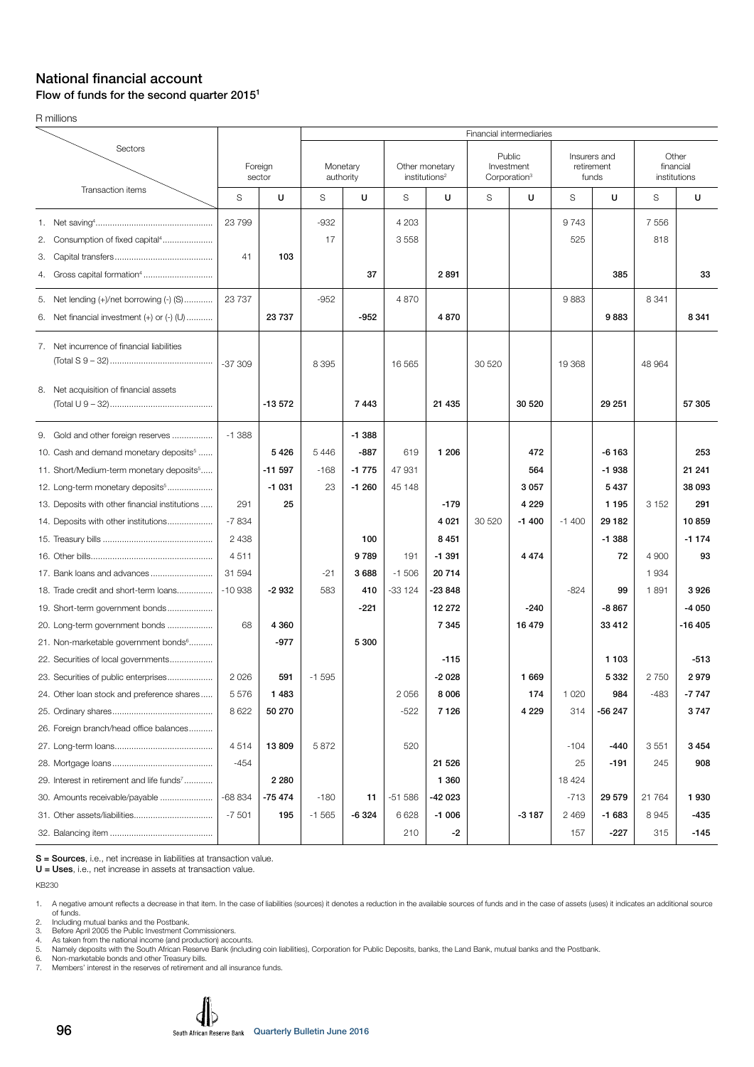## National financial account

### Flow of funds for the second quarter 2015[1]

R millions

| Sectors / Transaction items | Foreign sector | | Financial intermediaries: Monetary authority | | Other monetary institutions[2] | | Public Investment Corporation[3] | | Insurers and retirement funds | | Other financial institutions | |
|---|---|---|---|---|---|---|---|---|---|---|---|---|
| | S | U | S | U | S | U | S | U | S | U | S | U |
| 1. Net saving[4] | 23 799 | | -932 | | 4 203 | | | | 9 743 | | 7 556 | |
| 2. Consumption of fixed capital[4] | | | 17 | | 3 558 | | | | 525 | | 818 | |
| 3. Capital transfers | 41 | **103** | | | | | | | | | | |
| 4. Gross capital formation[4] | | | | **37** | | **2 891** | | | | **385** | | **33** |
| 5. Net lending (+)/net borrowing (-) (S) | 23 737 | | -952 | | 4 870 | | | | 9 883 | | 8 341 | |
| 6. Net financial investment (+) or (-) (U) | | **23 737** | | **-952** | | **4 870** | | | | **9 883** | | **8 341** |
| 7. Net incurrence of financial liabilities (Total S 9 – 32) | -37 309 | | 8 395 | | 16 565 | | 30 520 | | 19 368 | | 48 964 | |
| 8. Net acquisition of financial assets (Total U 9 – 32) | | **-13 572** | | **7 443** | | **21 435** | | **30 520** | | **29 251** | | **57 305** |
| 9. Gold and other foreign reserves | -1 388 | | | **-1 388** | | | | | | | | |
| 10. Cash and demand monetary deposits[5] | | **5 426** | 5 446 | **-887** | 619 | **1 206** | | **472** | | **-6 163** | | **253** |
| 11. Short/Medium-term monetary deposits[5] | | **-11 597** | -168 | **-1 775** | 47 931 | | | **564** | | **-1 938** | | **21 241** |
| 12. Long-term monetary deposits[5] | | **-1 031** | 23 | **-1 260** | 45 148 | | | **3 057** | | **5 437** | | **38 093** |
| 13. Deposits with other financial institutions | 291 | **25** | | | | **-179** | | **4 229** | | **1 195** | 3 152 | **291** |
| 14. Deposits with other institutions | -7 834 | | | | | **4 021** | 30 520 | **-1 400** | -1 400 | **29 182** | | **10 859** |
| 15. Treasury bills | 2 438 | | | **100** | | **8 451** | | | | **-1 388** | | **-1 174** |
| 16. Other bills | 4 511 | | | **9 789** | 191 | **-1 391** | | **4 474** | | **72** | 4 900 | **93** |
| 17. Bank loans and advances | 31 594 | | -21 | **3 688** | -1 506 | **20 714** | | | | | 1 934 | |
| 18. Trade credit and short-term loans | -10 938 | **-2 932** | 583 | **410** | -33 124 | **-23 848** | | | -824 | **99** | 1 891 | **3 926** |
| 19. Short-term government bonds | | | | **-221** | | **12 272** | | **-240** | | **-8 867** | | **-4 050** |
| 20. Long-term government bonds | 68 | **4 360** | | | | **7 345** | | **16 479** | | **33 412** | | **-16 405** |
| 21. Non-marketable government bonds[6] | | **-977** | | **5 300** | | | | | | | | |
| 22. Securities of local governments | | | | | | **-115** | | | | **1 103** | | **-513** |
| 23. Securities of public enterprises | 2 026 | **591** | -1 595 | | | **-2 028** | | **1 669** | | **5 332** | 2 750 | **2 979** |
| 24. Other loan stock and preference shares | 5 576 | **1 483** | | | 2 056 | **8 006** | | **174** | 1 020 | **984** | -483 | **-7 747** |
| 25. Ordinary shares | 8 622 | **50 270** | | | -522 | **7 126** | | **4 229** | 314 | **-56 247** | | **3 747** |
| 26. Foreign branch/head office balances | | | | | | | | | | | | |
| 27. Long-term loans | 4 514 | **13 809** | 5 872 | | 520 | | | | -104 | **-440** | 3 551 | **3 454** |
| 28. Mortgage loans | -454 | | | | | **21 526** | | | 25 | **-191** | 245 | **908** |
| 29. Interest in retirement and life funds[7] | | **2 280** | | | | **1 360** | | | 18 424 | | | |
| 30. Amounts receivable/payable | -68 834 | **-75 474** | -180 | **11** | -51 586 | **-42 023** | | | -713 | **29 579** | 21 764 | **1 930** |
| 31. Other assets/liabilities | -7 501 | **195** | -1 565 | **-6 324** | 6 628 | **-1 006** | | **-3 187** | 2 469 | **-1 683** | 8 945 | **-435** |
| 32. Balancing item | | | | | 210 | **-2** | | | 157 | **-227** | 315 | **-145** |

**S = Sources**, i.e., net increase in liabilities at transaction value.
**U = Uses**, i.e., net increase in assets at transaction value.

KB230

1. A negative amount reflects a decrease in that item. In the case of liabilities (sources) it denotes a reduction in the available sources of funds and in the case of assets (uses) it indicates an additional source of funds.
2. Including mutual banks and the Postbank.
3. Before April 2005 the Public Investment Commissioners.
4. As taken from the national income (and production) accounts.
5. Namely deposits with the South African Reserve Bank (including coin liabilities), Corporation for Public Deposits, banks, the Land Bank, mutual banks and the Postbank.
6. Non-marketable bonds and other Treasury bills.
7. Members' interest in the reserves of retirement and all insurance funds.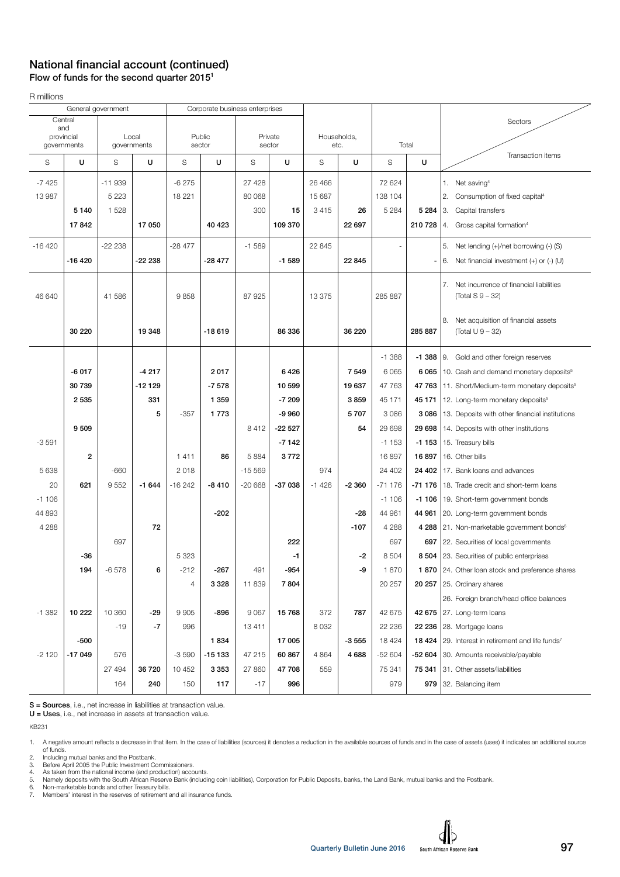# National financial account (continued)

## Flow of funds for the second quarter 2015[1]

R millions

| General government | | | | Corporate business enterprises | | | | | | | | Sectors / Transaction items |
|---|---|---|---|---|---|---|---|---|---|---|---|---|
| Central and provincial governments | | Local governments | | Public sector | | Private sector | | Households, etc. | | Total | | |
| S | U | S | U | S | U | S | U | S | U | S | U | |
| -7 425 | | -11 939 | | -6 275 | | 27 428 | | 26 466 | | 72 624 | | 1. Net saving[4] |
| 13 987 | | 5 223 | | 18 221 | | 80 068 | | 15 687 | | 138 104 | | 2. Consumption of fixed capital[4] |
| | 5 140 | 1 528 | | | | 300 | 15 | 3 415 | 26 | 5 284 | 5 284 | 3. Capital transfers |
| | 17 842 | | 17 050 | | 40 423 | | 109 370 | | 22 697 | | 210 728 | 4. Gross capital formation[4] |
| -16 420 | | -22 238 | | -28 477 | | -1 589 | | 22 845 | | - | | 5. Net lending (+)/net borrowing (-) (S) |
| | -16 420 | | -22 238 | | -28 477 | | -1 589 | | 22 845 | | - | 6. Net financial investment (+) or (-) (U) |
| 46 640 | | 41 586 | | 9 858 | | 87 925 | | 13 375 | | 285 887 | | 7. Net incurrence of financial liabilities (Total S 9 – 32) |
| | 30 220 | | 19 348 | | -18 619 | | 86 336 | | 36 220 | | 285 887 | 8. Net acquisition of financial assets (Total U 9 – 32) |
| | | | | | | | | | | -1 388 | -1 388 | 9. Gold and other foreign reserves |
| | -6 017 | | -4 217 | | 2 017 | | 6 426 | | 7 549 | 6 065 | 6 065 | 10. Cash and demand monetary deposits[5] |
| | 30 739 | | -12 129 | | -7 578 | | 10 599 | | 19 637 | 47 763 | 47 763 | 11. Short/Medium-term monetary deposits[5] |
| | 2 535 | | 331 | | 1 359 | | -7 209 | | 3 859 | 45 171 | 45 171 | 12. Long-term monetary deposits[5] |
| | | | 5 | -357 | 1 773 | | -9 960 | | 5 707 | 3 086 | 3 086 | 13. Deposits with other financial institutions |
| | 9 509 | | | | | 8 412 | -22 527 | | 54 | 29 698 | 29 698 | 14. Deposits with other institutions |
| -3 591 | | | | | | | -7 142 | | | -1 153 | -1 153 | 15. Treasury bills |
| | 2 | | | 1 411 | 86 | 5 884 | 3 772 | | | 16 897 | 16 897 | 16. Other bills |
| 5 638 | | -660 | | 2 018 | | -15 569 | | 974 | | 24 402 | 24 402 | 17. Bank loans and advances |
| 20 | 621 | 9 552 | -1 644 | -16 242 | -8 410 | -20 668 | -37 038 | -1 426 | -2 360 | -71 176 | -71 176 | 18. Trade credit and short-term loans |
| -1 106 | | | | | | | | | | -1 106 | -1 106 | 19. Short-term government bonds |
| 44 893 | | | | | -202 | | | | -28 | 44 961 | 44 961 | 20. Long-term government bonds |
| 4 288 | | | 72 | | | | | | -107 | 4 288 | 4 288 | 21. Non-marketable government bonds[6] |
| | | 697 | | | | | 222 | | | 697 | 697 | 22. Securities of local governments |
| | -36 | | | 5 323 | | | -1 | | -2 | 8 504 | 8 504 | 23. Securities of public enterprises |
| | 194 | -6 578 | 6 | -212 | -267 | 491 | -954 | | -9 | 1 870 | 1 870 | 24. Other loan stock and preference shares |
| | | | | 4 | 3 328 | 11 839 | 7 804 | | | 20 257 | 20 257 | 25. Ordinary shares |
| | | | | | | | | | | | | 26. Foreign branch/head office balances |
| -1 382 | 10 222 | 10 360 | -29 | 9 905 | -896 | 9 067 | 15 768 | 372 | 787 | 42 675 | 42 675 | 27. Long-term loans |
| | | -19 | -7 | 996 | | 13 411 | | 8 032 | | 22 236 | 22 236 | 28. Mortgage loans |
| | -500 | | | | 1 834 | | 17 005 | | -3 555 | 18 424 | 18 424 | 29. Interest in retirement and life funds[7] |
| -2 120 | -17 049 | 576 | | -3 590 | -15 133 | 47 215 | 60 867 | 4 864 | 4 688 | -52 604 | -52 604 | 30. Amounts receivable/payable |
| | | 27 494 | 36 720 | 10 452 | 3 353 | 27 860 | 47 708 | 559 | | 75 341 | 75 341 | 31. Other assets/liabilities |
| | | 164 | 240 | 150 | 117 | -17 | 996 | | | 979 | 979 | 32. Balancing item |

**S = Sources**, i.e., net increase in liabilities at transaction value.
**U = Uses**, i.e., net increase in assets at transaction value.

KB231

1. A negative amount reflects a decrease in that item. In the case of liabilities (sources) it denotes a reduction in the available sources of funds and in the case of assets (uses) it indicates an additional source of funds.
2. Including mutual banks and the Postbank.
3. Before April 2005 the Public Investment Commissioners.
4. As taken from the national income (and production) accounts.
5. Namely deposits with the South African Reserve Bank (including coin liabilities), Corporation for Public Deposits, banks, the Land Bank, mutual banks and the Postbank.
6. Non-marketable bonds and other Treasury bills.
7. Members' interest in the reserves of retirement and all insurance funds.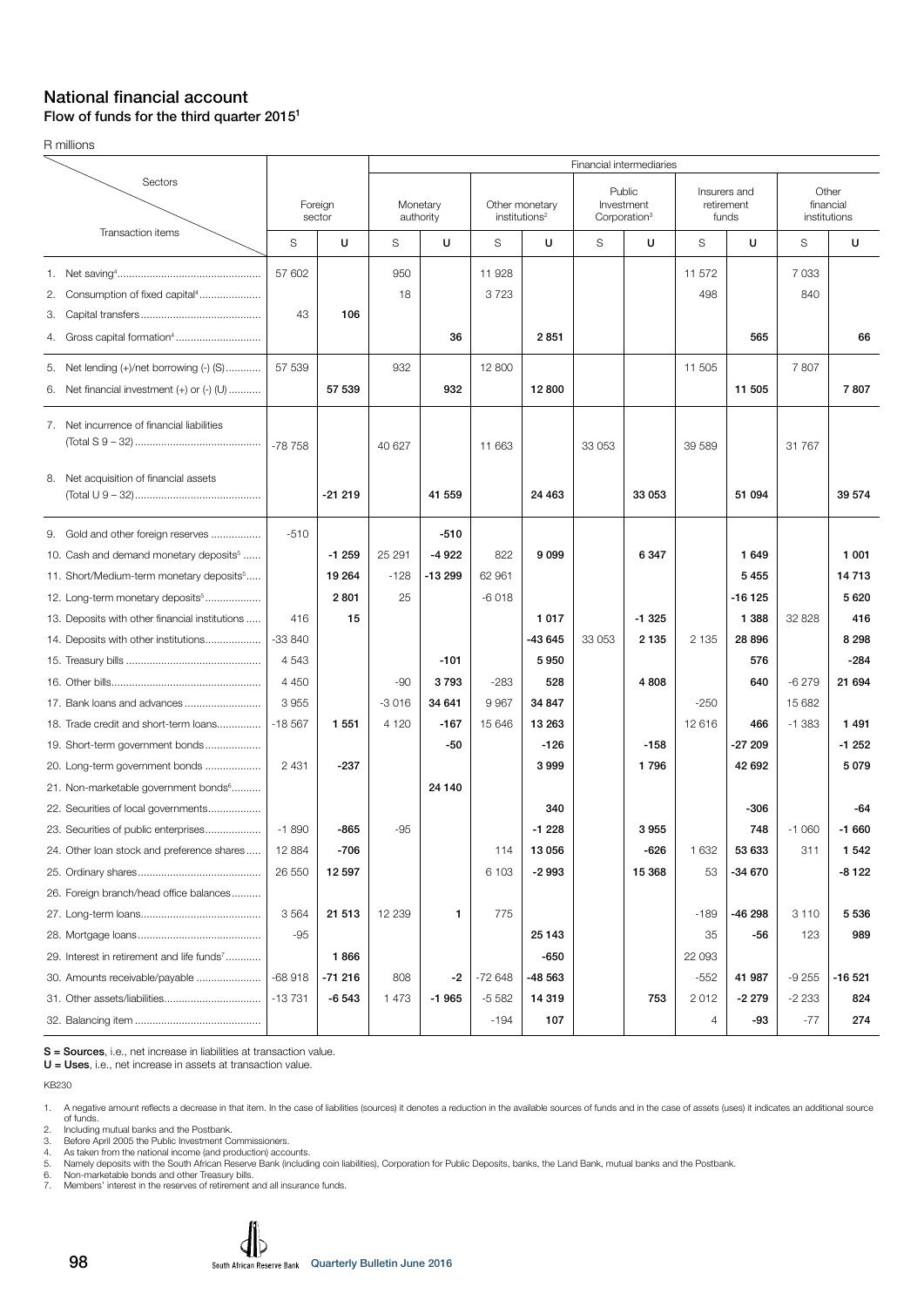## National financial account

### Flow of funds for the third quarter 2015[1]

R millions

| Sectors / Transaction items | Foreign sector | | Financial intermediaries | | | | | | | | | |
|---|---|---|---|---|---|---|---|---|---|---|---|---|
| | | | Monetary authority | | Other monetary institutions[2] | | Public Investment Corporation[3] | | Insurers and retirement funds | | Other financial institutions | |
| | S | U | S | U | S | U | S | U | S | U | S | U |
| 1. Net saving[4] | 57 602 | | 950 | | 11 928 | | | | 11 572 | | 7 033 | |
| 2. Consumption of fixed capital[4] | | | 18 | | 3 723 | | | | 498 | | 840 | |
| 3. Capital transfers | 43 | 106 | | | | | | | | | | |
| 4. Gross capital formation[4] | | | | 36 | | 2 851 | | | | 565 | | 66 |
| 5. Net lending (+)/net borrowing (-) (S) | 57 539 | | 932 | | 12 800 | | | | 11 505 | | 7 807 | |
| 6. Net financial investment (+) or (-) (U) | | 57 539 | | 932 | | 12 800 | | | | 11 505 | | 7 807 |
| 7. Net incurrence of financial liabilities (Total S 9 – 32) | -78 758 | | 40 627 | | 11 663 | | 33 053 | | 39 589 | | 31 767 | |
| 8. Net acquisition of financial assets (Total U 9 – 32) | | -21 219 | | 41 559 | | 24 463 | | 33 053 | | 51 094 | | 39 574 |
| 9. Gold and other foreign reserves | -510 | | | -510 | | | | | | | | |
| 10. Cash and demand monetary deposits[5] | | -1 259 | 25 291 | -4 922 | 822 | 9 099 | | 6 347 | | 1 649 | | 1 001 |
| 11. Short/Medium-term monetary deposits[5] | | 19 264 | -128 | -13 299 | 62 961 | | | | | 5 455 | | 14 713 |
| 12. Long-term monetary deposits[5] | | 2 801 | 25 | | -6 018 | | | | | -16 125 | | 5 620 |
| 13. Deposits with other financial institutions | 416 | 15 | | | | 1 017 | | -1 325 | | 1 388 | 32 828 | 416 |
| 14. Deposits with other institutions | -33 840 | | | | | -43 645 | 33 053 | 2 135 | 2 135 | 28 896 | | 8 298 |
| 15. Treasury bills | 4 543 | | | -101 | | 5 950 | | | | 576 | | -284 |
| 16. Other bills | 4 450 | | -90 | 3 793 | -283 | 528 | | 4 808 | | 640 | -6 279 | 21 694 |
| 17. Bank loans and advances | 3 955 | | -3 016 | 34 641 | 9 967 | 34 847 | | | -250 | | 15 682 | |
| 18. Trade credit and short-term loans | -18 567 | 1 551 | 4 120 | -167 | 15 646 | 13 263 | | | 12 616 | 466 | -1 383 | 1 491 |
| 19. Short-term government bonds | | | | -50 | | -126 | | -158 | | -27 209 | | -1 252 |
| 20. Long-term government bonds | 2 431 | -237 | | | | 3 999 | | 1 796 | | 42 692 | | 5 079 |
| 21. Non-marketable government bonds[6] | | | | 24 140 | | | | | | | | |
| 22. Securities of local governments | | | | | | 340 | | | | -306 | | -64 |
| 23. Securities of public enterprises | -1 890 | -865 | -95 | | | -1 228 | | 3 955 | | 748 | -1 060 | -1 660 |
| 24. Other loan stock and preference shares | 12 884 | -706 | | | 114 | 13 056 | | -626 | 1 632 | 53 633 | 311 | 1 542 |
| 25. Ordinary shares | 26 550 | 12 597 | | | 6 103 | -2 993 | | 15 368 | 53 | -34 670 | | -8 122 |
| 26. Foreign branch/head office balances | | | | | | | | | | | | |
| 27. Long-term loans | 3 564 | 21 513 | 12 239 | 1 | 775 | | | | -189 | -46 298 | 3 110 | 5 536 |
| 28. Mortgage loans | -95 | | | | | 25 143 | | | 35 | -56 | 123 | 989 |
| 29. Interest in retirement and life funds[7] | | 1 866 | | | | -650 | | | 22 093 | | | |
| 30. Amounts receivable/payable | -68 918 | -71 216 | 808 | -2 | -72 648 | -48 563 | | | -552 | 41 987 | -9 255 | -16 521 |
| 31. Other assets/liabilities | -13 731 | -6 543 | 1 473 | -1 965 | -5 582 | 14 319 | | 753 | 2 012 | -2 279 | -2 233 | 824 |
| 32. Balancing item | | | | | -194 | 107 | | | 4 | -93 | -77 | 274 |

**S = Sources**, i.e., net increase in liabilities at transaction value.
**U = Uses**, i.e., net increase in assets at transaction value.

KB230

1. A negative amount reflects a decrease in that item. In the case of liabilities (sources) it denotes a reduction in the available sources of funds and in the case of assets (uses) it indicates an additional source of funds.
2. Including mutual banks and the Postbank.
3. Before April 2005 the Public Investment Commissioners.
4. As taken from the national income (and production) accounts.
5. Namely deposits with the South African Reserve Bank (including coin liabilities), Corporation for Public Deposits, banks, the Land Bank, mutual banks and the Postbank.
6. Non-marketable bonds and other Treasury bills.
7. Members' interest in the reserves of retirement and all insurance funds.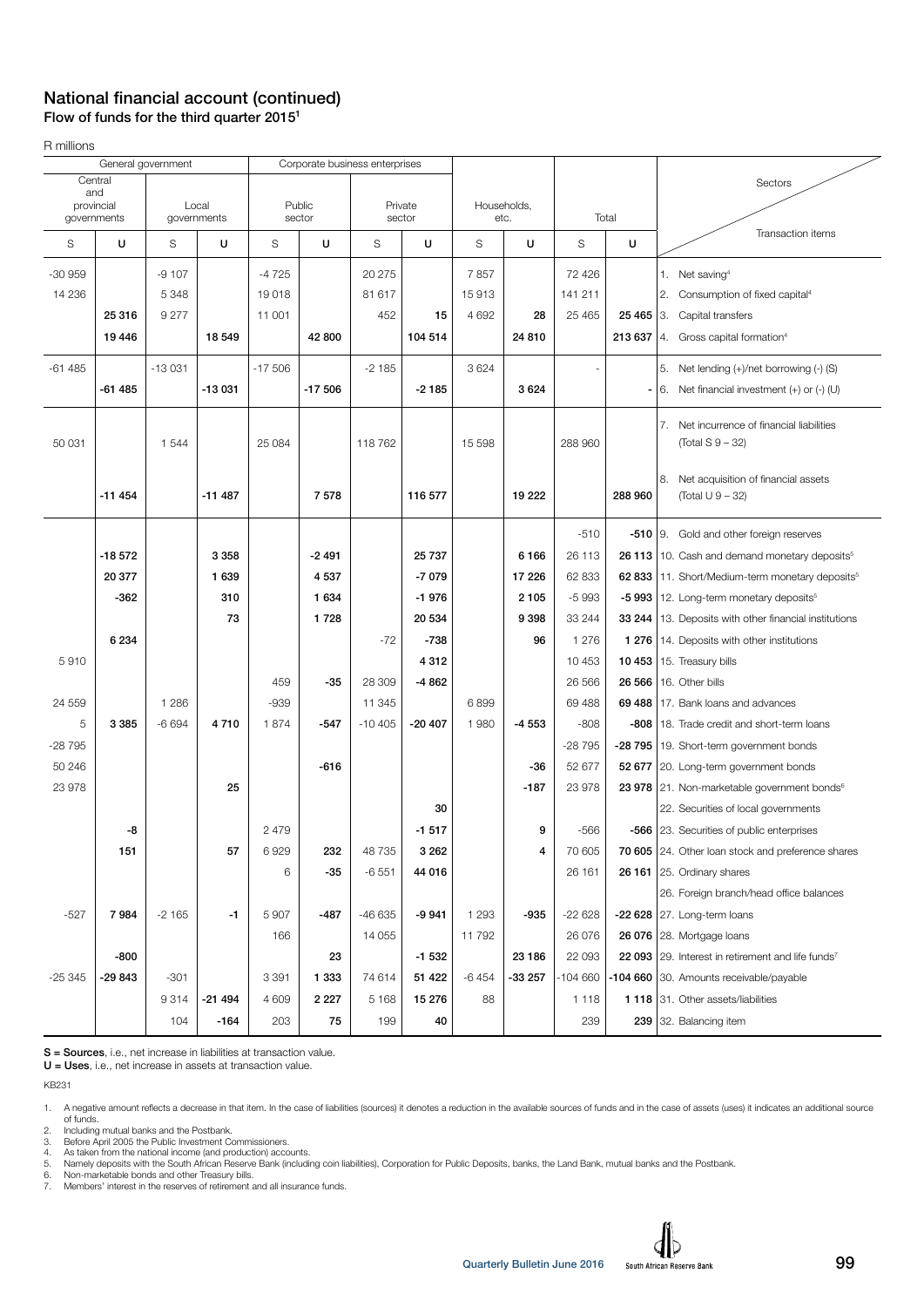## National financial account (continued)
### Flow of funds for the third quarter 2015[1]

R millions

| General government | | | | Corporate business enterprises | | | | | | | | Sectors / Transaction items |
|---|---|---|---|---|---|---|---|---|---|---|---|---|
| Central and provincial governments | | Local governments | | Public sector | | Private sector | | Households, etc. | | Total | | |
| S | U | S | U | S | U | S | U | S | U | S | U | |
| -30 959 | | -9 107 | | -4 725 | | 20 275 | | 7 857 | | 72 426 | | 1. Net saving[4] |
| 14 236 | | 5 348 | | 19 018 | | 81 617 | | 15 913 | | 141 211 | | 2. Consumption of fixed capital[4] |
| | **25 316** | 9 277 | | 11 001 | | 452 | **15** | 4 692 | **28** | 25 465 | **25 465** | 3. Capital transfers |
| | **19 446** | | **18 549** | | **42 800** | | **104 514** | | **24 810** | | **213 637** | 4. Gross capital formation[4] |
| -61 485 | | -13 031 | | -17 506 | | -2 185 | | 3 624 | | - | | 5. Net lending (+)/net borrowing (-) (S) |
| | **-61 485** | | **-13 031** | | **-17 506** | | **-2 185** | | **3 624** | | **-** | 6. Net financial investment (+) or (-) (U) |
| 50 031 | | 1 544 | | 25 084 | | 118 762 | | 15 598 | | 288 960 | | 7. Net incurrence of financial liabilities (Total S 9 – 32) |
| | **-11 454** | | **-11 487** | | **7 578** | | **116 577** | | **19 222** | | **288 960** | 8. Net acquisition of financial assets (Total U 9 – 32) |
| | | | | | | | | | | -510 | **-510** | 9. Gold and other foreign reserves |
| | **-18 572** | | **3 358** | | **-2 491** | | **25 737** | | **6 166** | 26 113 | **26 113** | 10. Cash and demand monetary deposits[5] |
| | **20 377** | | **1 639** | | **4 537** | | **-7 079** | | **17 226** | 62 833 | **62 833** | 11. Short/Medium-term monetary deposits[5] |
| | **-362** | | **310** | | **1 634** | | **-1 976** | | **2 105** | -5 993 | **-5 993** | 12. Long-term monetary deposits[5] |
| | | | **73** | | **1 728** | | **20 534** | | **9 398** | 33 244 | **33 244** | 13. Deposits with other financial institutions |
| | **6 234** | | | | | -72 | **-738** | | **96** | 1 276 | **1 276** | 14. Deposits with other institutions |
| 5 910 | | | | | | | **4 312** | | | 10 453 | **10 453** | 15. Treasury bills |
| | | | | 459 | **-35** | 28 309 | **-4 862** | | | 26 566 | **26 566** | 16. Other bills |
| 24 559 | | 1 286 | | -939 | | 11 345 | | 6 899 | | 69 488 | **69 488** | 17. Bank loans and advances |
| 5 | **3 385** | -6 694 | **4 710** | 1 874 | **-547** | -10 405 | **-20 407** | 1 980 | **-4 553** | -808 | **-808** | 18. Trade credit and short-term loans |
| -28 795 | | | | | | | | | | -28 795 | **-28 795** | 19. Short-term government bonds |
| 50 246 | | | | | **-616** | | | | **-36** | 52 677 | **52 677** | 20. Long-term government bonds |
| 23 978 | | | **25** | | | | | | **-187** | 23 978 | **23 978** | 21. Non-marketable government bonds[6] |
| | | | | | | | **30** | | | | | 22. Securities of local governments |
| | **-8** | | | 2 479 | | | **-1 517** | | **9** | -566 | **-566** | 23. Securities of public enterprises |
| | **151** | | **57** | 6 929 | **232** | 48 735 | **3 262** | | **4** | 70 605 | **70 605** | 24. Other loan stock and preference shares |
| | | | | 6 | **-35** | -6 551 | **44 016** | | | 26 161 | **26 161** | 25. Ordinary shares |
| | | | | | | | | | | | | 26. Foreign branch/head office balances |
| -527 | **7 984** | -2 165 | **-1** | 5 907 | **-487** | -46 635 | **-9 941** | 1 293 | **-935** | -22 628 | **-22 628** | 27. Long-term loans |
| | | | | 166 | | 14 055 | | 11 792 | | 26 076 | **26 076** | 28. Mortgage loans |
| | **-800** | | | | **23** | | **-1 532** | | **23 186** | 22 093 | **22 093** | 29. Interest in retirement and life funds[7] |
| -25 345 | **-29 843** | -301 | | 3 391 | **1 333** | 74 614 | **51 422** | -6 454 | **-33 257** | -104 660 | **-104 660** | 30. Amounts receivable/payable |
| | | 9 314 | **-21 494** | 4 609 | **2 227** | 5 168 | **15 276** | 88 | | 1 118 | **1 118** | 31. Other assets/liabilities |
| | | 104 | **-164** | 203 | **75** | 199 | **40** | | | 239 | **239** | 32. Balancing item |

**S = Sources**, i.e., net increase in liabilities at transaction value.
**U = Uses**, i.e., net increase in assets at transaction value.

KB231

1. A negative amount reflects a decrease in that item. In the case of liabilities (sources) it denotes a reduction in the available sources of funds and in the case of assets (uses) it indicates an additional source of funds.
2. Including mutual banks and the Postbank.
3. Before April 2005 the Public Investment Commissioners.
4. As taken from the national income (and production) accounts.
5. Namely deposits with the South African Reserve Bank (including coin liabilities), Corporation for Public Deposits, banks, the Land Bank, mutual banks and the Postbank.
6. Non-marketable bonds and other Treasury bills.
7. Members' interest in the reserves of retirement and all insurance funds.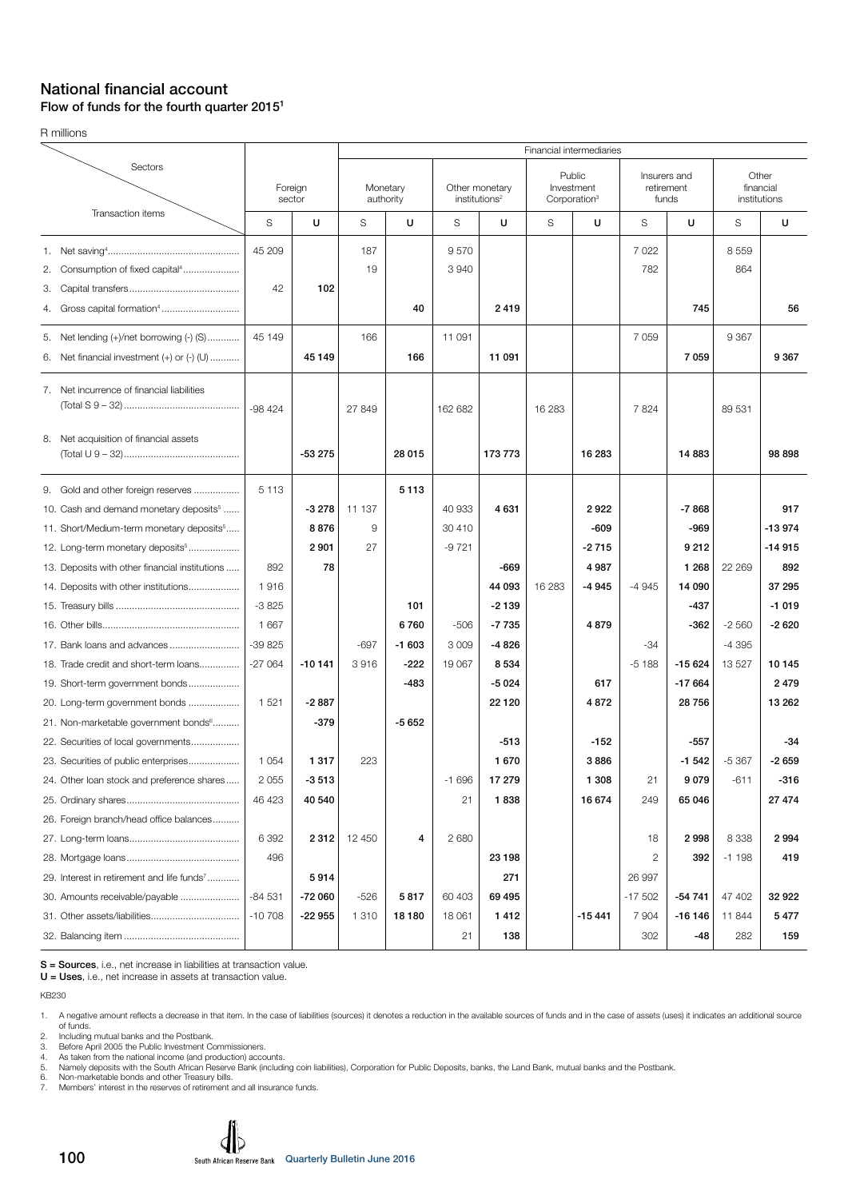# National financial account

## Flow of funds for the fourth quarter 2015[1]

R millions

| Sectors / Transaction items | Foreign sector | | Financial intermediaries | | | | | | | | | |
|---|---|---|---|---|---|---|---|---|---|---|---|---|
| | | | Monetary authority | | Other monetary institutions[2] | | Public Investment Corporation[3] | | Insurers and retirement funds | | Other financial institutions | |
| | S | U | S | U | S | U | S | U | S | U | S | U |
| 1. Net saving[4] | 45 209 | | 187 | | 9 570 | | | | 7 022 | | 8 559 | |
| 2. Consumption of fixed capital[4] | | | 19 | | 3 940 | | | | 782 | | 864 | |
| 3. Capital transfers | 42 | 102 | | | | | | | | | | |
| 4. Gross capital formation[4] | | | | 40 | | 2 419 | | | | 745 | | 56 |
| 5. Net lending (+)/net borrowing (-) (S) | 45 149 | | 166 | | 11 091 | | | | 7 059 | | 9 367 | |
| 6. Net financial investment (+) or (-) (U) | | 45 149 | | 166 | | 11 091 | | | | 7 059 | | 9 367 |
| 7. Net incurrence of financial liabilities (Total S 9 – 32) | -98 424 | | 27 849 | | 162 682 | | 16 283 | | 7 824 | | 89 531 | |
| 8. Net acquisition of financial assets (Total U 9 – 32) | | -53 275 | | 28 015 | | 173 773 | | 16 283 | | 14 883 | | 98 898 |
| 9. Gold and other foreign reserves | 5 113 | | | 5 113 | | | | | | | | |
| 10. Cash and demand monetary deposits[5] | | -3 278 | 11 137 | | 40 933 | 4 631 | | 2 922 | | -7 868 | | 917 |
| 11. Short/Medium-term monetary deposits[5] | | 8 876 | 9 | | 30 410 | | | -609 | | -969 | | -13 974 |
| 12. Long-term monetary deposits[5] | | 2 901 | 27 | | -9 721 | | | -2 715 | | 9 212 | | -14 915 |
| 13. Deposits with other financial institutions | 892 | 78 | | | | -669 | | 4 987 | | 1 268 | 22 269 | 892 |
| 14. Deposits with other institutions | 1 916 | | | | | 44 093 | 16 283 | -4 945 | -4 945 | 14 090 | | 37 295 |
| 15. Treasury bills | -3 825 | | | 101 | | -2 139 | | | | -437 | | -1 019 |
| 16. Other bills | 1 667 | | | 6 760 | -506 | -7 735 | | 4 879 | | -362 | -2 560 | -2 620 |
| 17. Bank loans and advances | -39 825 | | -697 | -1 603 | 3 009 | -4 826 | | | -34 | | -4 395 | |
| 18. Trade credit and short-term loans | -27 064 | -10 141 | 3 916 | -222 | 19 067 | 8 534 | | | -5 188 | -15 624 | 13 527 | 10 145 |
| 19. Short-term government bonds | | | | -483 | | -5 024 | | 617 | | -17 664 | | 2 479 |
| 20. Long-term government bonds | 1 521 | -2 887 | | | | 22 120 | | 4 872 | | 28 756 | | 13 262 |
| 21. Non-marketable government bonds[6] | | -379 | | -5 652 | | | | | | | | |
| 22. Securities of local governments | | | | | | -513 | | -152 | | -557 | | -34 |
| 23. Securities of public enterprises | 1 054 | 1 317 | 223 | | | 1 670 | | 3 886 | | -1 542 | -5 367 | -2 659 |
| 24. Other loan stock and preference shares | 2 055 | -3 513 | | | -1 696 | 17 279 | | 1 308 | 21 | 9 079 | -611 | -316 |
| 25. Ordinary shares | 46 423 | 40 540 | | | 21 | 1 838 | | 16 674 | 249 | 65 046 | | 27 474 |
| 26. Foreign branch/head office balances | | | | | | | | | | | | |
| 27. Long-term loans | 6 392 | 2 312 | 12 450 | 4 | 2 680 | | | | 18 | 2 998 | 8 338 | 2 994 |
| 28. Mortgage loans | 496 | | | | | 23 198 | | | 2 | 392 | -1 198 | 419 |
| 29. Interest in retirement and life funds[7] | | 5 914 | | | | 271 | | | 26 997 | | | |
| 30. Amounts receivable/payable | -84 531 | -72 060 | -526 | 5 817 | 60 403 | 69 495 | | | -17 502 | -54 741 | 47 402 | 32 922 |
| 31. Other assets/liabilities | -10 708 | -22 955 | 1 310 | 18 180 | 18 061 | 1 412 | | -15 441 | 7 904 | -16 146 | 11 844 | 5 477 |
| 32. Balancing item | | | | | 21 | 138 | | | 302 | -48 | 282 | 159 |

**S = Sources**, i.e., net increase in liabilities at transaction value.
**U = Uses**, i.e., net increase in assets at transaction value.

KB230

1. A negative amount reflects a decrease in that item. In the case of liabilities (sources) it denotes a reduction in the available sources of funds and in the case of assets (uses) it indicates an additional source of funds.
2. Including mutual banks and the Postbank.
3. Before April 2005 the Public Investment Commissioners.
4. As taken from the national income (and production) accounts.
5. Namely deposits with the South African Reserve Bank (including coin liabilities), Corporation for Public Deposits, banks, the Land Bank, mutual banks and the Postbank.
6. Non-marketable bonds and other Treasury bills.
7. Members' interest in the reserves of retirement and all insurance funds.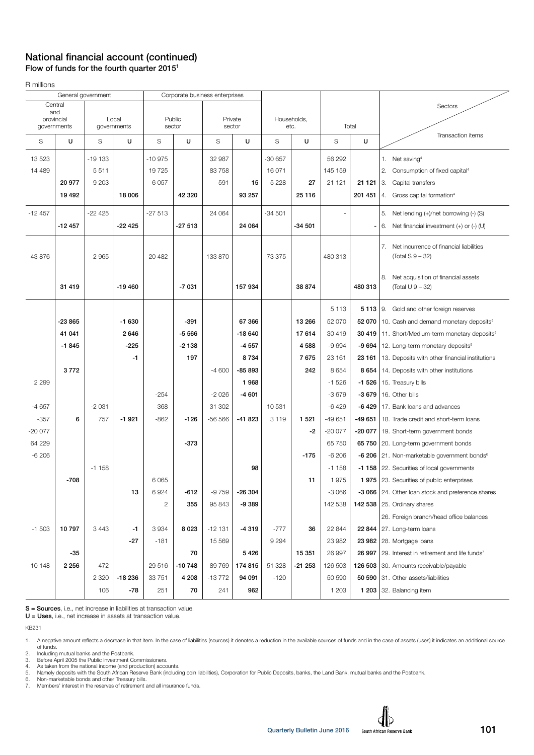## National financial account (continued)

### Flow of funds for the fourth quarter 2015[1]

R millions

| General government | | | | Corporate business enterprises | | | | | | | | |
|---|---|---|---|---|---|---|---|---|---|---|---|---|
| Central and provincial governments | | Local governments | | Public sector | | Private sector | | Households, etc. | | Total | | Sectors / Transaction items |
| S | U | S | U | S | U | S | U | S | U | S | U | |
| 13 523 | | -19 133 | | -10 975 | | 32 987 | | -30 657 | | 56 292 | | 1. Net saving[4] |
| 14 489 | | 5 511 | | 19 725 | | 83 758 | | 16 071 | | 145 159 | | 2. Consumption of fixed capital[4] |
| | 20 977 | 9 203 | | 6 057 | | 591 | 15 | 5 228 | 27 | 21 121 | 21 121 | 3. Capital transfers |
| | 19 492 | | 18 006 | | 42 320 | | 93 257 | | 25 116 | | 201 451 | 4. Gross capital formation[4] |
| -12 457 | | -22 425 | | -27 513 | | 24 064 | | -34 501 | | - | | 5. Net lending (+)/net borrowing (-) (S) |
| | -12 457 | | -22 425 | | -27 513 | | 24 064 | | -34 501 | | - | 6. Net financial investment (+) or (-) (U) |
| 43 876 | | 2 965 | | 20 482 | | 133 870 | | 73 375 | | 480 313 | | 7. Net incurrence of financial liabilities (Total S 9 – 32) |
| | 31 419 | | -19 460 | | -7 031 | | 157 934 | | 38 874 | | 480 313 | 8. Net acquisition of financial assets (Total U 9 – 32) |
| | | | | | | | | | | 5 113 | 5 113 | 9. Gold and other foreign reserves |
| | -23 865 | | -1 630 | | -391 | | 67 366 | | 13 266 | 52 070 | 52 070 | 10. Cash and demand monetary deposits[5] |
| | 41 041 | | 2 646 | | -5 566 | | -18 640 | | 17 614 | 30 419 | 30 419 | 11. Short/Medium-term monetary deposits[5] |
| | -1 845 | | -225 | | -2 138 | | -4 557 | | 4 588 | -9 694 | -9 694 | 12. Long-term monetary deposits[5] |
| | | | -1 | | 197 | | 8 734 | | 7 675 | 23 161 | 23 161 | 13. Deposits with other financial institutions |
| | 3 772 | | | | | -4 600 | -85 893 | | 242 | 8 654 | 8 654 | 14. Deposits with other institutions |
| 2 299 | | | | | | | 1 968 | | | -1 526 | -1 526 | 15. Treasury bills |
| | | | | -254 | | -2 026 | -4 601 | | | -3 679 | -3 679 | 16. Other bills |
| -4 657 | | -2 031 | | 368 | | 31 302 | | 10 531 | | -6 429 | -6 429 | 17. Bank loans and advances |
| -357 | 6 | 757 | -1 921 | -862 | -126 | -56 566 | -41 823 | 3 119 | 1 521 | -49 651 | -49 651 | 18. Trade credit and short-term loans |
| -20 077 | | | | | | | | | -2 | -20 077 | -20 077 | 19. Short-term government bonds |
| 64 229 | | | | | -373 | | | | | 65 750 | 65 750 | 20. Long-term government bonds |
| -6 206 | | | | | | | | | -175 | -6 206 | -6 206 | 21. Non-marketable government bonds[6] |
| | | -1 158 | | | | | 98 | | | -1 158 | -1 158 | 22. Securities of local governments |
| | -708 | | | 6 065 | | | | | 11 | 1 975 | 1 975 | 23. Securities of public enterprises |
| | | | 13 | 6 924 | -612 | -9 759 | -26 304 | | | -3 066 | -3 066 | 24. Other loan stock and preference shares |
| | | | | 2 | 355 | 95 843 | -9 389 | | | 142 538 | 142 538 | 25. Ordinary shares |
| | | | | | | | | | | | | 26. Foreign branch/head office balances |
| -1 503 | 10 797 | 3 443 | -1 | 3 934 | 8 023 | -12 131 | -4 319 | -777 | 36 | 22 844 | 22 844 | 27. Long-term loans |
| | | | -27 | -181 | | 15 569 | | 9 294 | | 23 982 | 23 982 | 28. Mortgage loans |
| | -35 | | | | 70 | | 5 426 | | 15 351 | 26 997 | 26 997 | 29. Interest in retirement and life funds[7] |
| 10 148 | 2 256 | -472 | | -29 516 | -10 748 | 89 769 | 174 815 | 51 328 | -21 253 | 126 503 | 126 503 | 30. Amounts receivable/payable |
| | | 2 320 | -18 236 | 33 751 | 4 208 | -13 772 | 94 091 | -120 | | 50 590 | 50 590 | 31. Other assets/liabilities |
| | | 106 | -78 | 251 | 70 | 241 | 962 | | | 1 203 | 1 203 | 32. Balancing item |

**S = Sources**, i.e., net increase in liabilities at transaction value.
**U = Uses**, i.e., net increase in assets at transaction value.

KB231

1. A negative amount reflects a decrease in that item. In the case of liabilities (sources) it denotes a reduction in the available sources of funds and in the case of assets (uses) it indicates an additional source of funds.
2. Including mutual banks and the Postbank.
3. Before April 2005 the Public Investment Commissioners.
4. As taken from the national income (and production) accounts.
5. Namely deposits with the South African Reserve Bank (including coin liabilities), Corporation for Public Deposits, banks, the Land Bank, mutual banks and the Postbank.
6. Non-marketable bonds and other Treasury bills.
7. Members' interest in the reserves of retirement and all insurance funds.